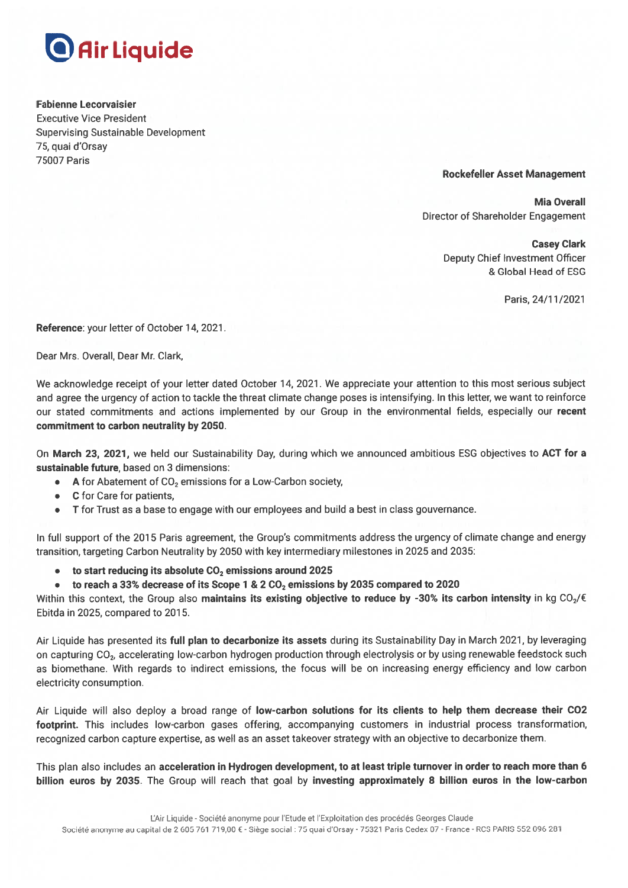**Air Liquide**

**Fabienne Lecorvaisier**
Executive Vice President
Supervising Sustainable Development
75, quai d'Orsay
75007 Paris

**Rockefeller Asset Management**

**Mia Overall**
Director of Shareholder Engagement

**Casey Clark**
Deputy Chief Investment Officer
& Global Head of ESG

Paris, 24/11/2021

**Reference**: your letter of October 14, 2021.

Dear Mrs. Overall, Dear Mr. Clark,

We acknowledge receipt of your letter dated October 14, 2021. We appreciate your attention to this most serious subject and agree the urgency of action to tackle the threat climate change poses is intensifying. In this letter, we want to reinforce our stated commitments and actions implemented by our Group in the environmental fields, especially our **recent commitment to carbon neutrality by 2050**.

On **March 23, 2021,** we held our Sustainability Day, during which we announced ambitious ESG objectives to **ACT for a sustainable future**, based on 3 dimensions:

- **A** for Abatement of $CO_2$ emissions for a Low-Carbon society,
- **C** for Care for patients,
- **T** for Trust as a base to engage with our employees and build a best in class gouvernance.

In full support of the 2015 Paris agreement, the Group's commitments address the urgency of climate change and energy transition, targeting Carbon Neutrality by 2050 with key intermediary milestones in 2025 and 2035:

- **to start reducing its absolute $CO_2$ emissions around 2025**
- **to reach a 33% decrease of its Scope 1 & 2 $CO_2$ emissions by 2035 compared to 2020**

Within this context, the Group also **maintains its existing objective to reduce by -30% its carbon intensity** in kg $CO_2$/€ Ebitda in 2025, compared to 2015.

Air Liquide has presented its **full plan to decarbonize its assets** during its Sustainability Day in March 2021, by leveraging on capturing $CO_2$, accelerating low-carbon hydrogen production through electrolysis or by using renewable feedstock such as biomethane. With regards to indirect emissions, the focus will be on increasing energy efficiency and low carbon electricity consumption.

Air Liquide will also deploy a broad range of **low-carbon solutions for its clients to help them decrease their CO2 footprint.** This includes low-carbon gases offering, accompanying customers in industrial process transformation, recognized carbon capture expertise, as well as an asset takeover strategy with an objective to decarbonize them.

This plan also includes an **acceleration in Hydrogen development, to at least triple turnover in order to reach more than 6 billion euros by 2035**. The Group will reach that goal by **investing approximately 8 billion euros in the low-carbon**

L'Air Liquide - Société anonyme pour l'Etude et l'Exploitation des procédés Georges Claude
Société anonyme au capital de 2 605 761 719,00 € - Siège social : 75 quai d'Orsay - 75321 Paris Cedex 07 - France - RCS PARIS 552 096 281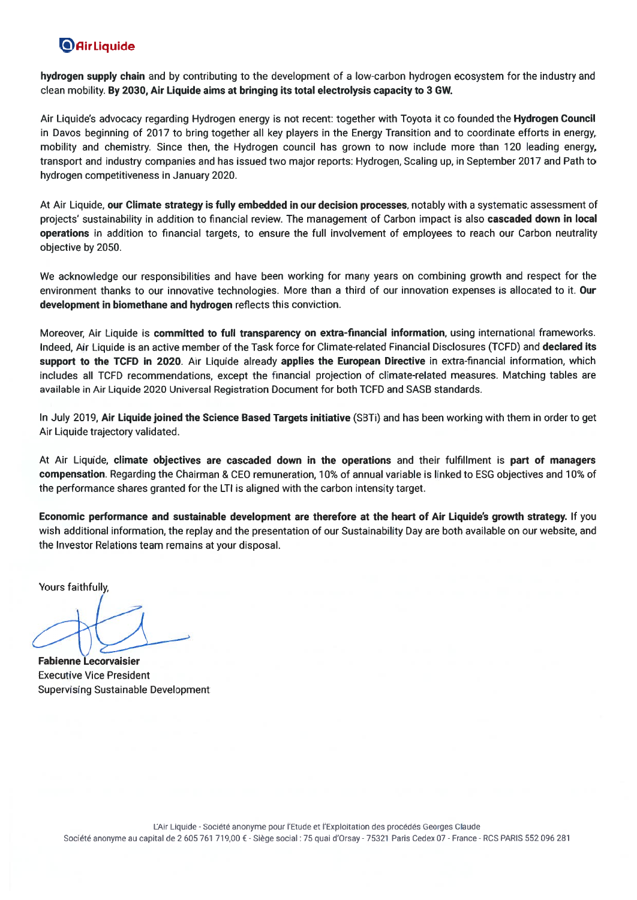**hydrogen supply chain** and by contributing to the development of a low-carbon hydrogen ecosystem for the industry and clean mobility. **By 2030, Air Liquide aims at bringing its total electrolysis capacity to 3 GW.**

Air Liquide's advocacy regarding Hydrogen energy is not recent: together with Toyota it co founded the **Hydrogen Council** in Davos beginning of 2017 to bring together all key players in the Energy Transition and to coordinate efforts in energy, mobility and chemistry. Since then, the Hydrogen council has grown to now include more than 120 leading energy, transport and industry companies and has issued two major reports: Hydrogen, Scaling up, in September 2017 and Path to hydrogen competitiveness in January 2020.

At Air Liquide, **our Climate strategy is fully embedded in our decision processes**, notably with a systematic assessment of projects' sustainability in addition to financial review. The management of Carbon impact is also **cascaded down in local operations** in addition to financial targets, to ensure the full involvement of employees to reach our Carbon neutrality objective by 2050.

We acknowledge our responsibilities and have been working for many years on combining growth and respect for the environment thanks to our innovative technologies. More than a third of our innovation expenses is allocated to it. **Our development in biomethane and hydrogen** reflects this conviction.

Moreover, Air Liquide is **committed to full transparency on extra-financial information**, using international frameworks. Indeed, Air Liquide is an active member of the Task force for Climate-related Financial Disclosures (TCFD) and **declared its support to the TCFD in 2020**. Air Liquide already **applies the European Directive** in extra-financial information, which includes all TCFD recommendations, except the financial projection of climate-related measures. Matching tables are available in Air Liquide 2020 Universal Registration Document for both TCFD and SASB standards.

In July 2019, **Air Liquide joined the Science Based Targets initiative** (SBTi) and has been working with them in order to get Air Liquide trajectory validated.

At Air Liquide, **climate objectives are cascaded down in the operations** and their fulfillment is **part of managers compensation**. Regarding the Chairman & CEO remuneration, 10% of annual variable is linked to ESG objectives and 10% of the performance shares granted for the LTI is aligned with the carbon intensity target.

**Economic performance and sustainable development are therefore at the heart of Air Liquide's growth strategy.** If you wish additional information, the replay and the presentation of our Sustainability Day are both available on our website, and the Investor Relations team remains at your disposal.

Yours faithfully,

**Fabienne Lecorvaisier**
Executive Vice President
Supervising Sustainable Development

L'Air Liquide - Société anonyme pour l'Etude et l'Exploitation des procédés Georges Claude
Société anonyme au capital de 2 605 761 719,00 € - Siège social : 75 quai d'Orsay - 75321 Paris Cedex 07 - France - RCS PARIS 552 096 281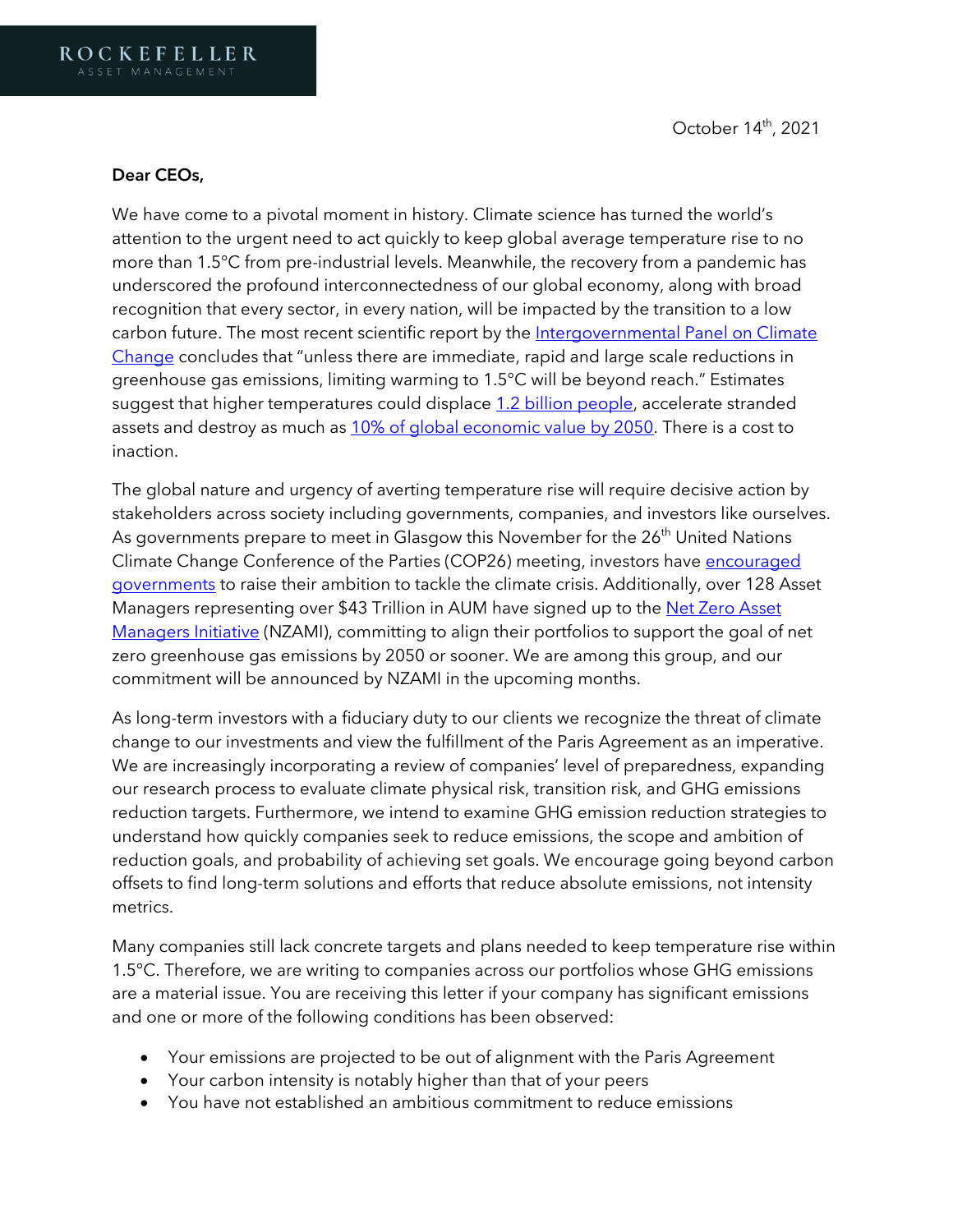ROCKEFELLER
ASSET MANAGEMENT

October 14th, 2021

**Dear CEOs,**

We have come to a pivotal moment in history. Climate science has turned the world's attention to the urgent need to act quickly to keep global average temperature rise to no more than 1.5°C from pre-industrial levels. Meanwhile, the recovery from a pandemic has underscored the profound interconnectedness of our global economy, along with broad recognition that every sector, in every nation, will be impacted by the transition to a low carbon future. The most recent scientific report by the Intergovernmental Panel on Climate Change concludes that "unless there are immediate, rapid and large scale reductions in greenhouse gas emissions, limiting warming to 1.5°C will be beyond reach." Estimates suggest that higher temperatures could displace 1.2 billion people, accelerate stranded assets and destroy as much as 10% of global economic value by 2050. There is a cost to inaction.

The global nature and urgency of averting temperature rise will require decisive action by stakeholders across society including governments, companies, and investors like ourselves. As governments prepare to meet in Glasgow this November for the 26th United Nations Climate Change Conference of the Parties (COP26) meeting, investors have encouraged governments to raise their ambition to tackle the climate crisis. Additionally, over 128 Asset Managers representing over $43 Trillion in AUM have signed up to the Net Zero Asset Managers Initiative (NZAMI), committing to align their portfolios to support the goal of net zero greenhouse gas emissions by 2050 or sooner. We are among this group, and our commitment will be announced by NZAMI in the upcoming months.

As long-term investors with a fiduciary duty to our clients we recognize the threat of climate change to our investments and view the fulfillment of the Paris Agreement as an imperative. We are increasingly incorporating a review of companies' level of preparedness, expanding our research process to evaluate climate physical risk, transition risk, and GHG emissions reduction targets. Furthermore, we intend to examine GHG emission reduction strategies to understand how quickly companies seek to reduce emissions, the scope and ambition of reduction goals, and probability of achieving set goals. We encourage going beyond carbon offsets to find long-term solutions and efforts that reduce absolute emissions, not intensity metrics.

Many companies still lack concrete targets and plans needed to keep temperature rise within 1.5°C. Therefore, we are writing to companies across our portfolios whose GHG emissions are a material issue. You are receiving this letter if your company has significant emissions and one or more of the following conditions has been observed:

- Your emissions are projected to be out of alignment with the Paris Agreement
- Your carbon intensity is notably higher than that of your peers
- You have not established an ambitious commitment to reduce emissions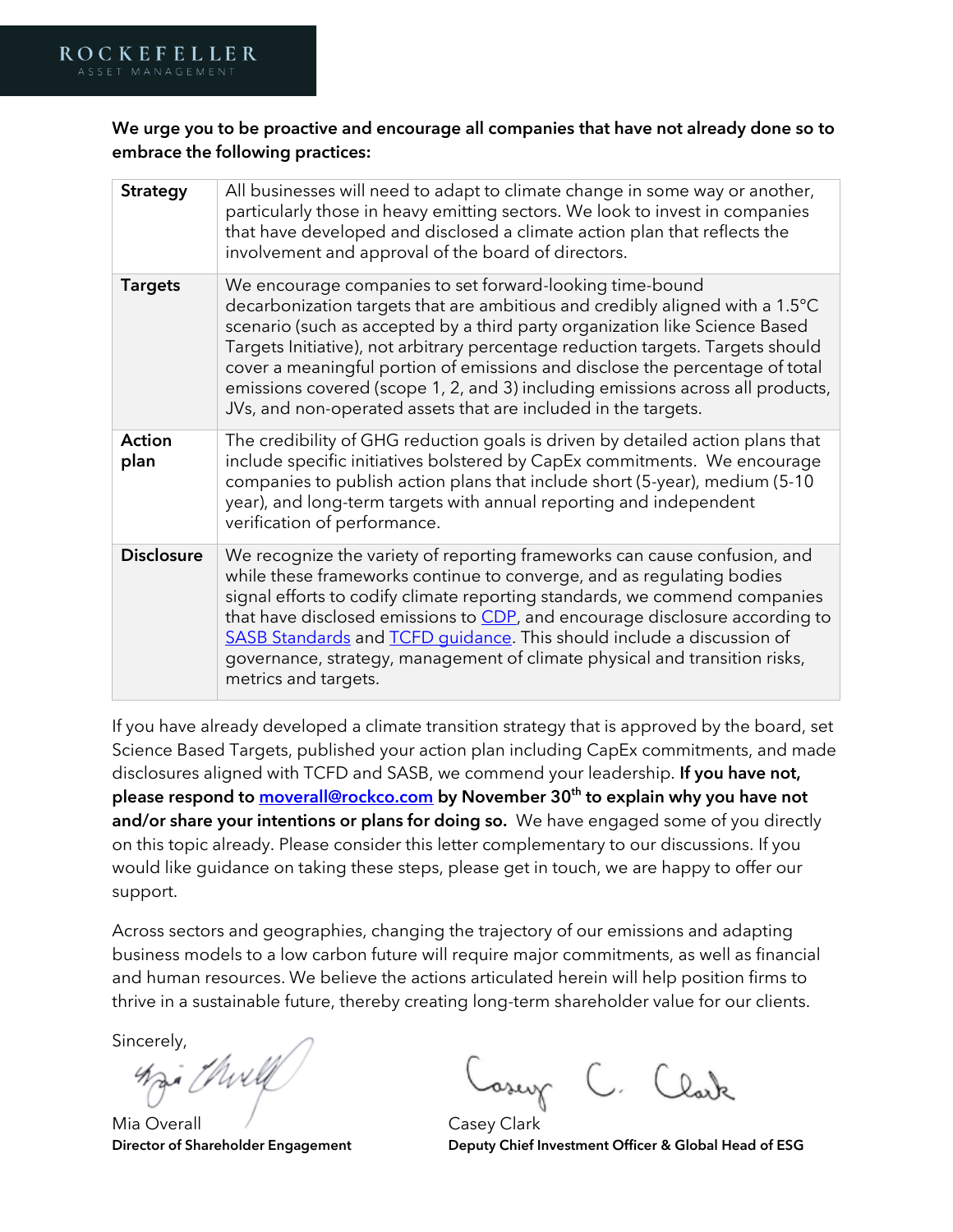**We urge you to be proactive and encourage all companies that have not already done so to embrace the following practices:**

| | |
|---|---|
| **Strategy** | All businesses will need to adapt to climate change in some way or another, particularly those in heavy emitting sectors. We look to invest in companies that have developed and disclosed a climate action plan that reflects the involvement and approval of the board of directors. |
| **Targets** | We encourage companies to set forward-looking time-bound decarbonization targets that are ambitious and credibly aligned with a 1.5°C scenario (such as accepted by a third party organization like Science Based Targets Initiative), not arbitrary percentage reduction targets. Targets should cover a meaningful portion of emissions and disclose the percentage of total emissions covered (scope 1, 2, and 3) including emissions across all products, JVs, and non-operated assets that are included in the targets. |
| **Action plan** | The credibility of GHG reduction goals is driven by detailed action plans that include specific initiatives bolstered by CapEx commitments. We encourage companies to publish action plans that include short (5-year), medium (5-10 year), and long-term targets with annual reporting and independent verification of performance. |
| **Disclosure** | We recognize the variety of reporting frameworks can cause confusion, and while these frameworks continue to converge, and as regulating bodies signal efforts to codify climate reporting standards, we commend companies that have disclosed emissions to CDP, and encourage disclosure according to SASB Standards and TCFD guidance. This should include a discussion of governance, strategy, management of climate physical and transition risks, metrics and targets. |

If you have already developed a climate transition strategy that is approved by the board, set Science Based Targets, published your action plan including CapEx commitments, and made disclosures aligned with TCFD and SASB, we commend your leadership. **If you have not, please respond to moverall@rockco.com by November 30th to explain why you have not and/or share your intentions or plans for doing so.** We have engaged some of you directly on this topic already. Please consider this letter complementary to our discussions. If you would like guidance on taking these steps, please get in touch, we are happy to offer our support.

Across sectors and geographies, changing the trajectory of our emissions and adapting business models to a low carbon future will require major commitments, as well as financial and human resources. We believe the actions articulated herein will help position firms to thrive in a sustainable future, thereby creating long-term shareholder value for our clients.

Sincerely,

Mia Overall
**Director of Shareholder Engagement**

Casey Clark
**Deputy Chief Investment Officer & Global Head of ESG**